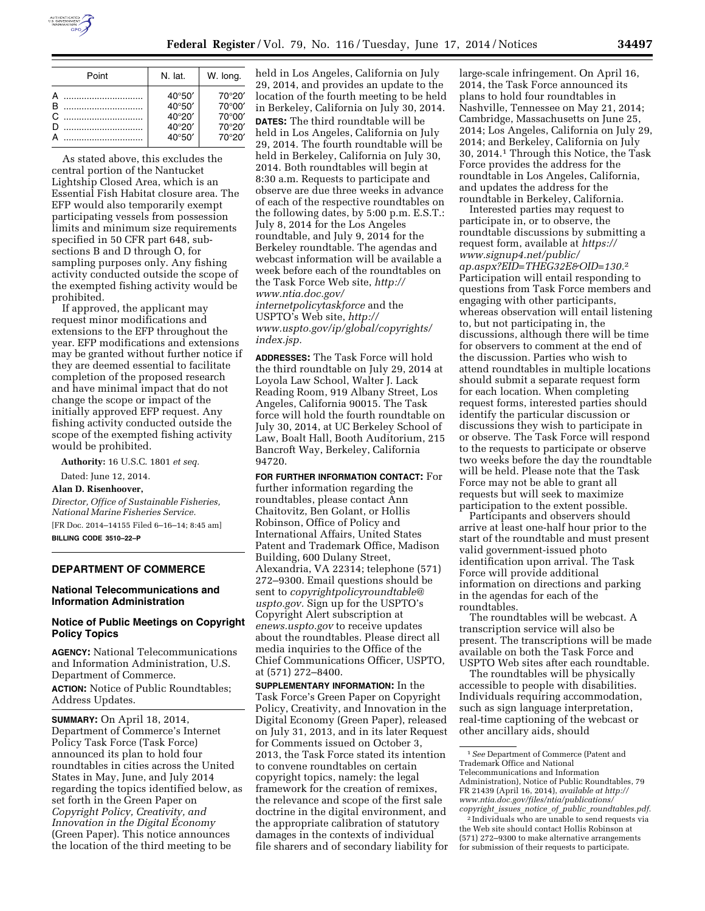| Point | N. lat. | W. long. |
|---|---|---|
| A | 40°50′ | 70°20′ |
| B | 40°50′ | 70°00′ |
| C | 40°20′ | 70°00′ |
| D | 40°20′ | 70°20′ |
| A | 40°50′ | 70°20′ |

As stated above, this excludes the central portion of the Nantucket Lightship Closed Area, which is an Essential Fish Habitat closure area. The EFP would also temporarily exempt participating vessels from possession limits and minimum size requirements specified in 50 CFR part 648, subsections B and D through O, for sampling purposes only. Any fishing activity conducted outside the scope of the exempted fishing activity would be prohibited.

If approved, the applicant may request minor modifications and extensions to the EFP throughout the year. EFP modifications and extensions may be granted without further notice if they are deemed essential to facilitate completion of the proposed research and have minimal impact that do not change the scope or impact of the initially approved EFP request. Any fishing activity conducted outside the scope of the exempted fishing activity would be prohibited.

**Authority:** 16 U.S.C. 1801 *et seq.*

Dated: June 12, 2014.

**Alan D. Risenhoover,**

*Director, Office of Sustainable Fisheries, National Marine Fisheries Service.*

[FR Doc. 2014–14155 Filed 6–16–14; 8:45 am]

**BILLING CODE 3510–22–P**

## DEPARTMENT OF COMMERCE

### National Telecommunications and Information Administration

### Notice of Public Meetings on Copyright Policy Topics

**AGENCY:** National Telecommunications and Information Administration, U.S. Department of Commerce.

**ACTION:** Notice of Public Roundtables; Address Updates.

**SUMMARY:** On April 18, 2014, Department of Commerce's Internet Policy Task Force (Task Force) announced its plan to hold four roundtables in cities across the United States in May, June, and July 2014 regarding the topics identified below, as set forth in the Green Paper on *Copyright Policy, Creativity, and Innovation in the Digital Economy* (Green Paper). This notice announces the location of the third meeting to be held in Los Angeles, California on July 29, 2014, and provides an update to the location of the fourth meeting to be held in Berkeley, California on July 30, 2014.

**DATES:** The third roundtable will be held in Los Angeles, California on July 29, 2014. The fourth roundtable will be held in Berkeley, California on July 30, 2014. Both roundtables will begin at 8:30 a.m. Requests to participate and observe are due three weeks in advance of each of the respective roundtables on the following dates, by 5:00 p.m. E.S.T.: July 8, 2014 for the Los Angeles roundtable, and July 9, 2014 for the Berkeley roundtable. The agendas and webcast information will be available a week before each of the roundtables on the Task Force Web site, *http://www.ntia.doc.gov/internetpolicytaskforce* and the USPTO's Web site, *http://www.uspto.gov/ip/global/copyrights/index.jsp.*

**ADDRESSES:** The Task Force will hold the third roundtable on July 29, 2014 at Loyola Law School, Walter J. Lack Reading Room, 919 Albany Street, Los Angeles, California 90015. The Task force will hold the fourth roundtable on July 30, 2014, at UC Berkeley School of Law, Boalt Hall, Booth Auditorium, 215 Bancroft Way, Berkeley, California 94720.

**FOR FURTHER INFORMATION CONTACT:** For further information regarding the roundtables, please contact Ann Chaitovitz, Ben Golant, or Hollis Robinson, Office of Policy and International Affairs, United States Patent and Trademark Office, Madison Building, 600 Dulany Street, Alexandria, VA 22314; telephone (571) 272–9300. Email questions should be sent to *copyrightpolicyroundtable@uspto.gov*. Sign up for the USPTO's Copyright Alert subscription at *enews.uspto.gov* to receive updates about the roundtables. Please direct all media inquiries to the Office of the Chief Communications Officer, USPTO, at (571) 272–8400.

**SUPPLEMENTARY INFORMATION:** In the Task Force's Green Paper on Copyright Policy, Creativity, and Innovation in the Digital Economy (Green Paper), released on July 31, 2013, and in its later Request for Comments issued on October 3, 2013, the Task Force stated its intention to convene roundtables on certain copyright topics, namely: the legal framework for the creation of remixes, the relevance and scope of the first sale doctrine in the digital environment, and the appropriate calibration of statutory damages in the contexts of individual file sharers and of secondary liability for large-scale infringement. On April 16, 2014, the Task Force announced its plans to hold four roundtables in Nashville, Tennessee on May 21, 2014; Cambridge, Massachusetts on June 25, 2014; Los Angeles, California on July 29, 2014; and Berkeley, California on July 30, 2014.[1] Through this Notice, the Task Force provides the address for the roundtable in Los Angeles, California, and updates the address for the roundtable in Berkeley, California.

Interested parties may request to participate in, or to observe, the roundtable discussions by submitting a request form, available at *https://www.signup4.net/public/ap.aspx?EID=THEG32E&OID=130.*[2] Participation will entail responding to questions from Task Force members and engaging with other participants, whereas observation will entail listening to, but not participating in, the discussions, although there will be time for observers to comment at the end of the discussion. Parties who wish to attend roundtables in multiple locations should submit a separate request form for each location. When completing request forms, interested parties should identify the particular discussion or discussions they wish to participate in or observe. The Task Force will respond to the requests to participate or observe two weeks before the day the roundtable will be held. Please note that the Task Force may not be able to grant all requests but will seek to maximize participation to the extent possible.

Participants and observers should arrive at least one-half hour prior to the start of the roundtable and must present valid government-issued photo identification upon arrival. The Task Force will provide additional information on directions and parking in the agendas for each of the roundtables.

The roundtables will be webcast. A transcription service will also be present. The transcriptions will be made available on both the Task Force and USPTO Web sites after each roundtable.

The roundtables will be physically accessible to people with disabilities. Individuals requiring accommodation, such as sign language interpretation, real-time captioning of the webcast or other ancillary aids, should

---

[1] *See* Department of Commerce (Patent and Trademark Office and National Telecommunications and Information Administration), Notice of Public Roundtables, 79 FR 21439 (April 16, 2014), *available at http://www.ntia.doc.gov/files/ntia/publications/copyright_issues_notice_of_public_roundtables.pdf.*

[2] Individuals who are unable to send requests via the Web site should contact Hollis Robinson at (571) 272–9300 to make alternative arrangements for submission of their requests to participate.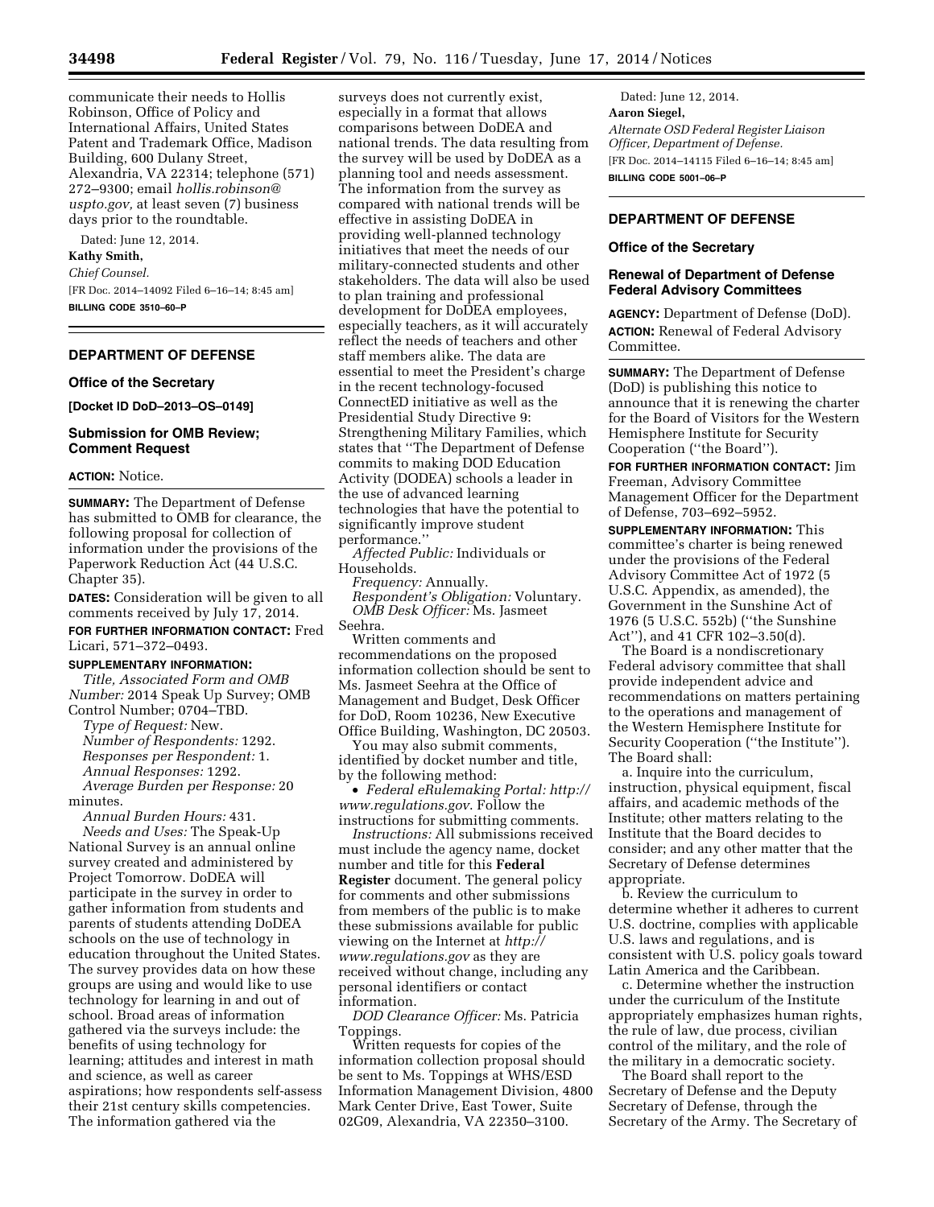communicate their needs to Hollis Robinson, Office of Policy and International Affairs, United States Patent and Trademark Office, Madison Building, 600 Dulany Street, Alexandria, VA 22314; telephone (571) 272–9300; email *hollis.robinson@uspto.gov,* at least seven (7) business days prior to the roundtable.

Dated: June 12, 2014.

**Kathy Smith,**

*Chief Counsel.*

[FR Doc. 2014–14092 Filed 6–16–14; 8:45 am]

**BILLING CODE 3510–60–P**

## DEPARTMENT OF DEFENSE

### Office of the Secretary

**[Docket ID DoD–2013–OS–0149]**

### Submission for OMB Review; Comment Request

**ACTION:** Notice.

**SUMMARY:** The Department of Defense has submitted to OMB for clearance, the following proposal for collection of information under the provisions of the Paperwork Reduction Act (44 U.S.C. Chapter 35).

**DATES:** Consideration will be given to all comments received by July 17, 2014.

**FOR FURTHER INFORMATION CONTACT:** Fred Licari, 571–372–0493.

**SUPPLEMENTARY INFORMATION:**

*Title, Associated Form and OMB Number:* 2014 Speak Up Survey; OMB Control Number; 0704–TBD.

*Type of Request:* New.

*Number of Respondents:* 1292.

*Responses per Respondent:* 1.

*Annual Responses:* 1292.

*Average Burden per Response:* 20 minutes.

*Annual Burden Hours:* 431.

*Needs and Uses:* The Speak-Up National Survey is an annual online survey created and administered by Project Tomorrow. DoDEA will participate in the survey in order to gather information from students and parents of students attending DoDEA schools on the use of technology in education throughout the United States. The survey provides data on how these groups are using and would like to use technology for learning in and out of school. Broad areas of information gathered via the surveys include: the benefits of using technology for learning; attitudes and interest in math and science, as well as career aspirations; how respondents self-assess their 21st century skills competencies. The information gathered via the surveys does not currently exist, especially in a format that allows comparisons between DoDEA and national trends. The data resulting from the survey will be used by DoDEA as a planning tool and needs assessment. The information from the survey as compared with national trends will be effective in assisting DoDEA in providing well-planned technology initiatives that meet the needs of our military-connected students and other stakeholders. The data will also be used to plan training and professional development for DoDEA employees, especially teachers, as it will accurately reflect the needs of teachers and other staff members alike. The data are essential to meet the President's charge in the recent technology-focused ConnectED initiative as well as the Presidential Study Directive 9: Strengthening Military Families, which states that ''The Department of Defense commits to making DOD Education Activity (DODEA) schools a leader in the use of advanced learning technologies that have the potential to significantly improve student performance.''

*Affected Public:* Individuals or Households.

*Frequency:* Annually.

*Respondent's Obligation:* Voluntary.

*OMB Desk Officer:* Ms. Jasmeet Seehra.

Written comments and recommendations on the proposed information collection should be sent to Ms. Jasmeet Seehra at the Office of Management and Budget, Desk Officer for DoD, Room 10236, New Executive Office Building, Washington, DC 20503.

You may also submit comments, identified by docket number and title, by the following method:

• *Federal eRulemaking Portal: http://www.regulations.gov.* Follow the instructions for submitting comments.

*Instructions:* All submissions received must include the agency name, docket number and title for this **Federal Register** document. The general policy for comments and other submissions from members of the public is to make these submissions available for public viewing on the Internet at *http://www.regulations.gov* as they are received without change, including any personal identifiers or contact information.

*DOD Clearance Officer:* Ms. Patricia Toppings.

Written requests for copies of the information collection proposal should be sent to Ms. Toppings at WHS/ESD Information Management Division, 4800 Mark Center Drive, East Tower, Suite 02G09, Alexandria, VA 22350–3100.

Dated: June 12, 2014.

**Aaron Siegel,**

*Alternate OSD Federal Register Liaison Officer, Department of Defense.*

[FR Doc. 2014–14115 Filed 6–16–14; 8:45 am]

**BILLING CODE 5001–06–P**

## DEPARTMENT OF DEFENSE

### Office of the Secretary

### Renewal of Department of Defense Federal Advisory Committees

**AGENCY:** Department of Defense (DoD).

**ACTION:** Renewal of Federal Advisory Committee.

**SUMMARY:** The Department of Defense (DoD) is publishing this notice to announce that it is renewing the charter for the Board of Visitors for the Western Hemisphere Institute for Security Cooperation (''the Board'').

**FOR FURTHER INFORMATION CONTACT:** Jim Freeman, Advisory Committee Management Officer for the Department of Defense, 703–692–5952.

**SUPPLEMENTARY INFORMATION:** This committee's charter is being renewed under the provisions of the Federal Advisory Committee Act of 1972 (5 U.S.C. Appendix, as amended), the Government in the Sunshine Act of 1976 (5 U.S.C. 552b) (''the Sunshine Act''), and 41 CFR 102–3.50(d).

The Board is a nondiscretionary Federal advisory committee that shall provide independent advice and recommendations on matters pertaining to the operations and management of the Western Hemisphere Institute for Security Cooperation (''the Institute''). The Board shall:

a. Inquire into the curriculum, instruction, physical equipment, fiscal affairs, and academic methods of the Institute; other matters relating to the Institute that the Board decides to consider; and any other matter that the Secretary of Defense determines appropriate.

b. Review the curriculum to determine whether it adheres to current U.S. doctrine, complies with applicable U.S. laws and regulations, and is consistent with U.S. policy goals toward Latin America and the Caribbean.

c. Determine whether the instruction under the curriculum of the Institute appropriately emphasizes human rights, the rule of law, due process, civilian control of the military, and the role of the military in a democratic society.

The Board shall report to the Secretary of Defense and the Deputy Secretary of Defense, through the Secretary of the Army. The Secretary of